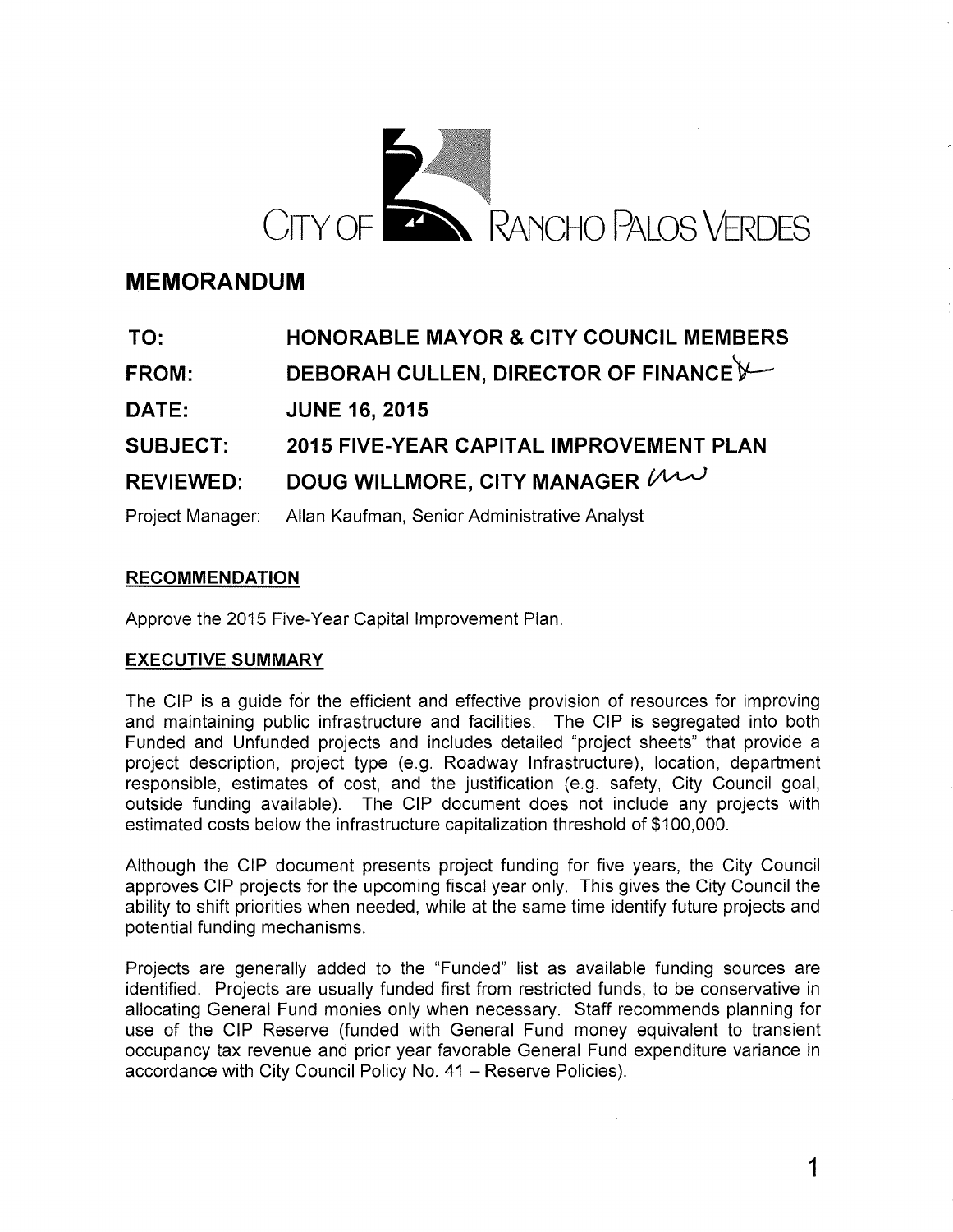CITY OF RANCHO PALOS VERDES

# MEMORANDUM

**TO:** HONORABLE MAYOR & CITY COUNCIL MEMBERS

**FROM:** DEBORAH CULLEN, DIRECTOR OF FINANCE

**DATE:** JUNE 16, 2015

**SUBJECT:** 2015 FIVE-YEAR CAPITAL IMPROVEMENT PLAN

**REVIEWED:** DOUG WILLMORE, CITY MANAGER

Project Manager: Allan Kaufman, Senior Administrative Analyst

## RECOMMENDATION

Approve the 2015 Five-Year Capital Improvement Plan.

## EXECUTIVE SUMMARY

The CIP is a guide for the efficient and effective provision of resources for improving and maintaining public infrastructure and facilities. The CIP is segregated into both Funded and Unfunded projects and includes detailed "project sheets" that provide a project description, project type (e.g. Roadway Infrastructure), location, department responsible, estimates of cost, and the justification (e.g. safety, City Council goal, outside funding available). The CIP document does not include any projects with estimated costs below the infrastructure capitalization threshold of $100,000.

Although the CIP document presents project funding for five years, the City Council approves CIP projects for the upcoming fiscal year only. This gives the City Council the ability to shift priorities when needed, while at the same time identify future projects and potential funding mechanisms.

Projects are generally added to the "Funded" list as available funding sources are identified. Projects are usually funded first from restricted funds, to be conservative in allocating General Fund monies only when necessary. Staff recommends planning for use of the CIP Reserve (funded with General Fund money equivalent to transient occupancy tax revenue and prior year favorable General Fund expenditure variance in accordance with City Council Policy No. 41 – Reserve Policies).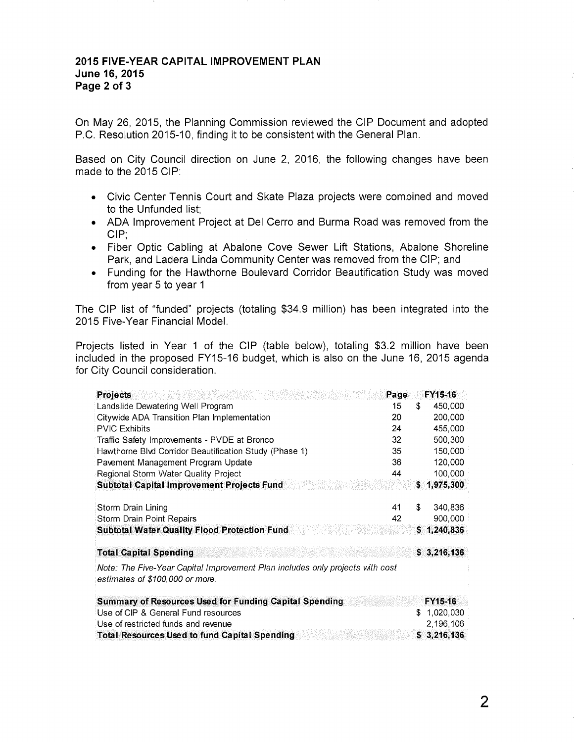On May 26, 2015, the Planning Commission reviewed the CIP Document and adopted P.C. Resolution 2015-10, finding it to be consistent with the General Plan.

Based on City Council direction on June 2, 2016, the following changes have been made to the 2015 CIP:

- Civic Center Tennis Court and Skate Plaza projects were combined and moved to the Unfunded list;
- ADA Improvement Project at Del Cerro and Burma Road was removed from the CIP;
- Fiber Optic Cabling at Abalone Cove Sewer Lift Stations, Abalone Shoreline Park, and Ladera Linda Community Center was removed from the CIP; and
- Funding for the Hawthorne Boulevard Corridor Beautification Study was moved from year 5 to year 1

The CIP list of "funded" projects (totaling $34.9 million) has been integrated into the 2015 Five-Year Financial Model.

Projects listed in Year 1 of the CIP (table below), totaling $3.2 million have been included in the proposed FY15-16 budget, which is also on the June 16, 2015 agenda for City Council consideration.

| Projects | Page | FY15-16 |
|---|---|---|
| Landslide Dewatering Well Program | 15 | $ 450,000 |
| Citywide ADA Transition Plan Implementation | 20 | 200,000 |
| PVIC Exhibits | 24 | 455,000 |
| Traffic Safety Improvements - PVDE at Bronco | 32 | 500,300 |
| Hawthorne Blvd Corridor Beautification Study (Phase 1) | 35 | 150,000 |
| Pavement Management Program Update | 36 | 120,000 |
| Regional Storm Water Quality Project | 44 | 100,000 |
| **Subtotal Capital Improvement Projects Fund** | | **$ 1,975,300** |
| | | |
| Storm Drain Lining | 41 | $ 340,836 |
| Storm Drain Point Repairs | 42 | 900,000 |
| **Subtotal Water Quality Flood Protection Fund** | | **$ 1,240,836** |
| | | |
| **Total Capital Spending** | | **$ 3,216,136** |

*Note: The Five-Year Capital Improvement Plan includes only projects with cost estimates of $100,000 or more.*

| Summary of Resources Used for Funding Capital Spending | FY15-16 |
|---|---|
| Use of CIP & General Fund resources | $ 1,020,030 |
| Use of restricted funds and revenue | 2,196,106 |
| **Total Resources Used to fund Capital Spending** | **$ 3,216,136** |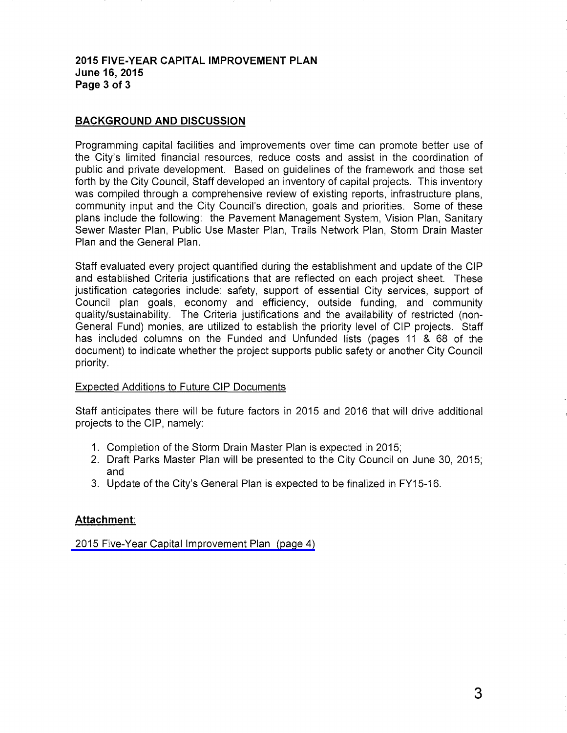## BACKGROUND AND DISCUSSION

Programming capital facilities and improvements over time can promote better use of the City's limited financial resources, reduce costs and assist in the coordination of public and private development. Based on guidelines of the framework and those set forth by the City Council, Staff developed an inventory of capital projects. This inventory was compiled through a comprehensive review of existing reports, infrastructure plans, community input and the City Council's direction, goals and priorities. Some of these plans include the following: the Pavement Management System, Vision Plan, Sanitary Sewer Master Plan, Public Use Master Plan, Trails Network Plan, Storm Drain Master Plan and the General Plan.

Staff evaluated every project quantified during the establishment and update of the CIP and established Criteria justifications that are reflected on each project sheet. These justification categories include: safety, support of essential City services, support of Council plan goals, economy and efficiency, outside funding, and community quality/sustainability. The Criteria justifications and the availability of restricted (non-General Fund) monies, are utilized to establish the priority level of CIP projects. Staff has included columns on the Funded and Unfunded lists (pages 11 & 68 of the document) to indicate whether the project supports public safety or another City Council priority.

### Expected Additions to Future CIP Documents

Staff anticipates there will be future factors in 2015 and 2016 that will drive additional projects to the CIP, namely:

1. Completion of the Storm Drain Master Plan is expected in 2015;
2. Draft Parks Master Plan will be presented to the City Council on June 30, 2015; and
3. Update of the City's General Plan is expected to be finalized in FY15-16.

**Attachment:**

2015 Five-Year Capital Improvement Plan (page 4)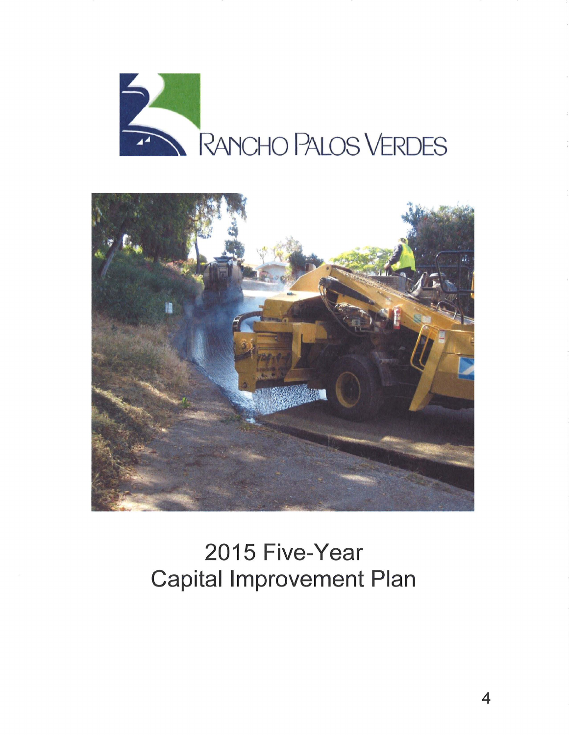RANCHO PALOS VERDES

# 2015 Five-Year Capital Improvement Plan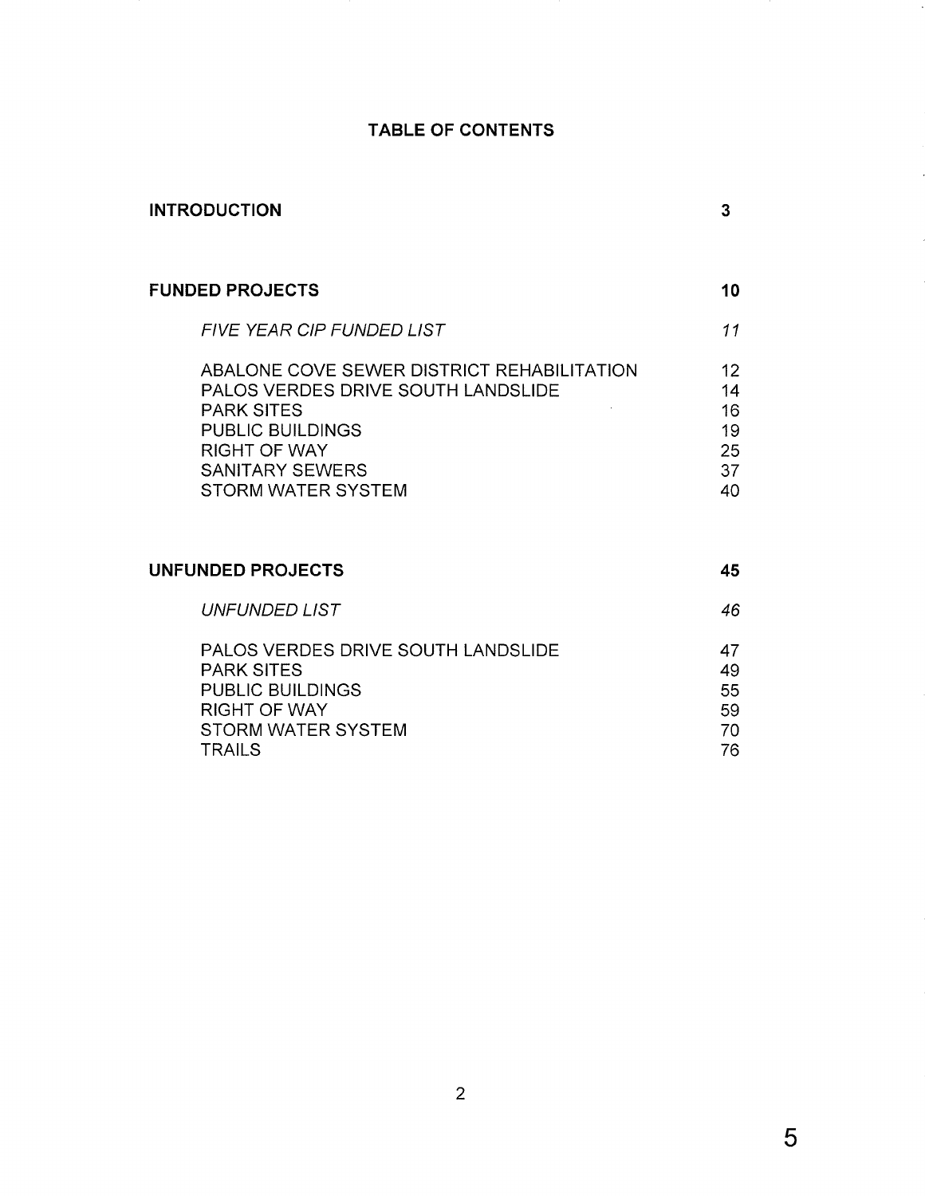# TABLE OF CONTENTS

| | |
|---|---|
| **INTRODUCTION** | **3** |
| **FUNDED PROJECTS** | **10** |
| *FIVE YEAR CIP FUNDED LIST* | *11* |
| ABALONE COVE SEWER DISTRICT REHABILITATION | 12 |
| PALOS VERDES DRIVE SOUTH LANDSLIDE | 14 |
| PARK SITES | 16 |
| PUBLIC BUILDINGS | 19 |
| RIGHT OF WAY | 25 |
| SANITARY SEWERS | 37 |
| STORM WATER SYSTEM | 40 |
| **UNFUNDED PROJECTS** | **45** |
| *UNFUNDED LIST* | *46* |
| PALOS VERDES DRIVE SOUTH LANDSLIDE | 47 |
| PARK SITES | 49 |
| PUBLIC BUILDINGS | 55 |
| RIGHT OF WAY | 59 |
| STORM WATER SYSTEM | 70 |
| TRAILS | 76 |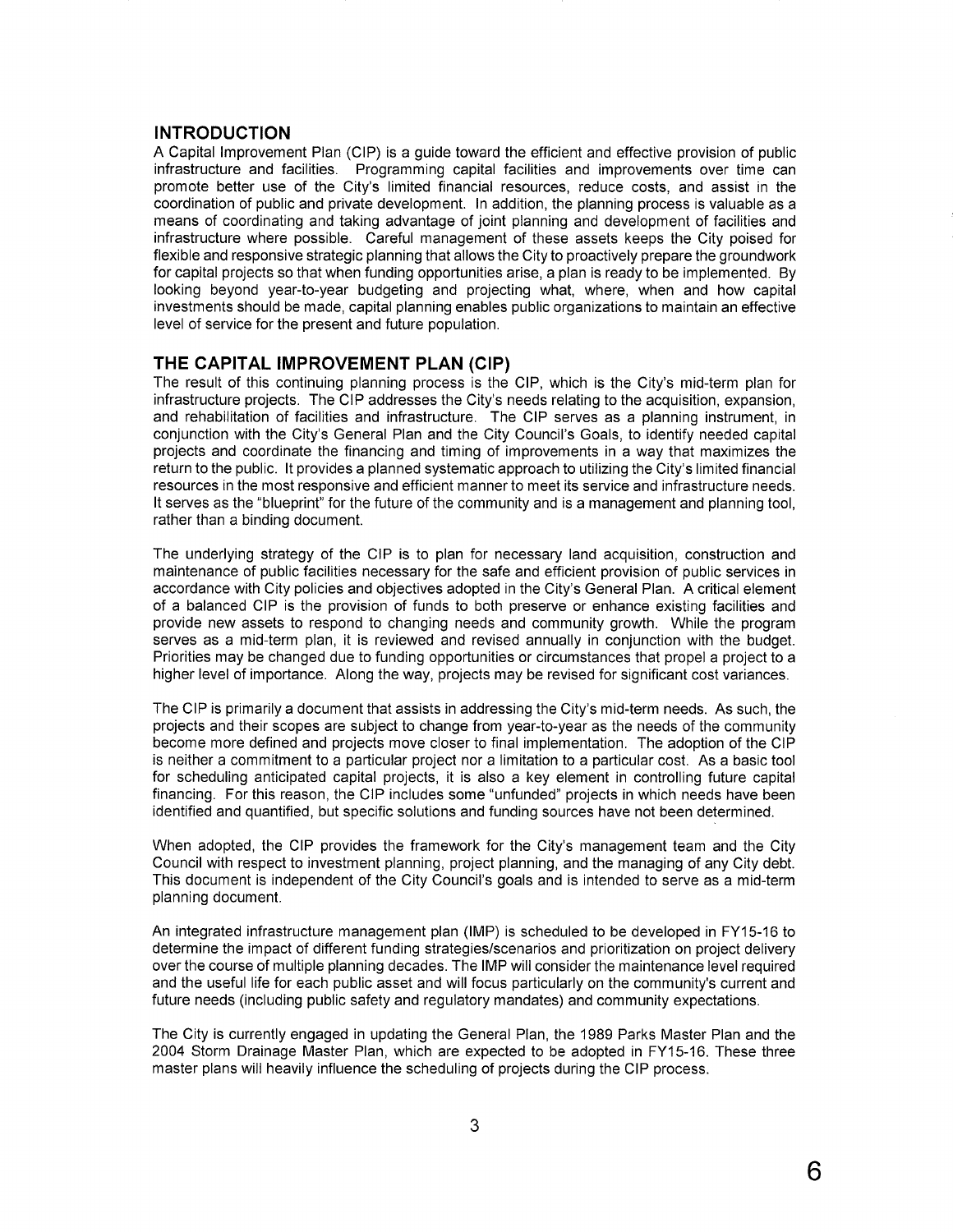## INTRODUCTION

A Capital Improvement Plan (CIP) is a guide toward the efficient and effective provision of public infrastructure and facilities. Programming capital facilities and improvements over time can promote better use of the City's limited financial resources, reduce costs, and assist in the coordination of public and private development. In addition, the planning process is valuable as a means of coordinating and taking advantage of joint planning and development of facilities and infrastructure where possible. Careful management of these assets keeps the City poised for flexible and responsive strategic planning that allows the City to proactively prepare the groundwork for capital projects so that when funding opportunities arise, a plan is ready to be implemented. By looking beyond year-to-year budgeting and projecting what, where, when and how capital investments should be made, capital planning enables public organizations to maintain an effective level of service for the present and future population.

## THE CAPITAL IMPROVEMENT PLAN (CIP)

The result of this continuing planning process is the CIP, which is the City's mid-term plan for infrastructure projects. The CIP addresses the City's needs relating to the acquisition, expansion, and rehabilitation of facilities and infrastructure. The CIP serves as a planning instrument, in conjunction with the City's General Plan and the City Council's Goals, to identify needed capital projects and coordinate the financing and timing of improvements in a way that maximizes the return to the public. It provides a planned systematic approach to utilizing the City's limited financial resources in the most responsive and efficient manner to meet its service and infrastructure needs. It serves as the "blueprint" for the future of the community and is a management and planning tool, rather than a binding document.

The underlying strategy of the CIP is to plan for necessary land acquisition, construction and maintenance of public facilities necessary for the safe and efficient provision of public services in accordance with City policies and objectives adopted in the City's General Plan. A critical element of a balanced CIP is the provision of funds to both preserve or enhance existing facilities and provide new assets to respond to changing needs and community growth. While the program serves as a mid-term plan, it is reviewed and revised annually in conjunction with the budget. Priorities may be changed due to funding opportunities or circumstances that propel a project to a higher level of importance. Along the way, projects may be revised for significant cost variances.

The CIP is primarily a document that assists in addressing the City's mid-term needs. As such, the projects and their scopes are subject to change from year-to-year as the needs of the community become more defined and projects move closer to final implementation. The adoption of the CIP is neither a commitment to a particular project nor a limitation to a particular cost. As a basic tool for scheduling anticipated capital projects, it is also a key element in controlling future capital financing. For this reason, the CIP includes some "unfunded" projects in which needs have been identified and quantified, but specific solutions and funding sources have not been determined.

When adopted, the CIP provides the framework for the City's management team and the City Council with respect to investment planning, project planning, and the managing of any City debt. This document is independent of the City Council's goals and is intended to serve as a mid-term planning document.

An integrated infrastructure management plan (IMP) is scheduled to be developed in FY15-16 to determine the impact of different funding strategies/scenarios and prioritization on project delivery over the course of multiple planning decades. The IMP will consider the maintenance level required and the useful life for each public asset and will focus particularly on the community's current and future needs (including public safety and regulatory mandates) and community expectations.

The City is currently engaged in updating the General Plan, the 1989 Parks Master Plan and the 2004 Storm Drainage Master Plan, which are expected to be adopted in FY15-16. These three master plans will heavily influence the scheduling of projects during the CIP process.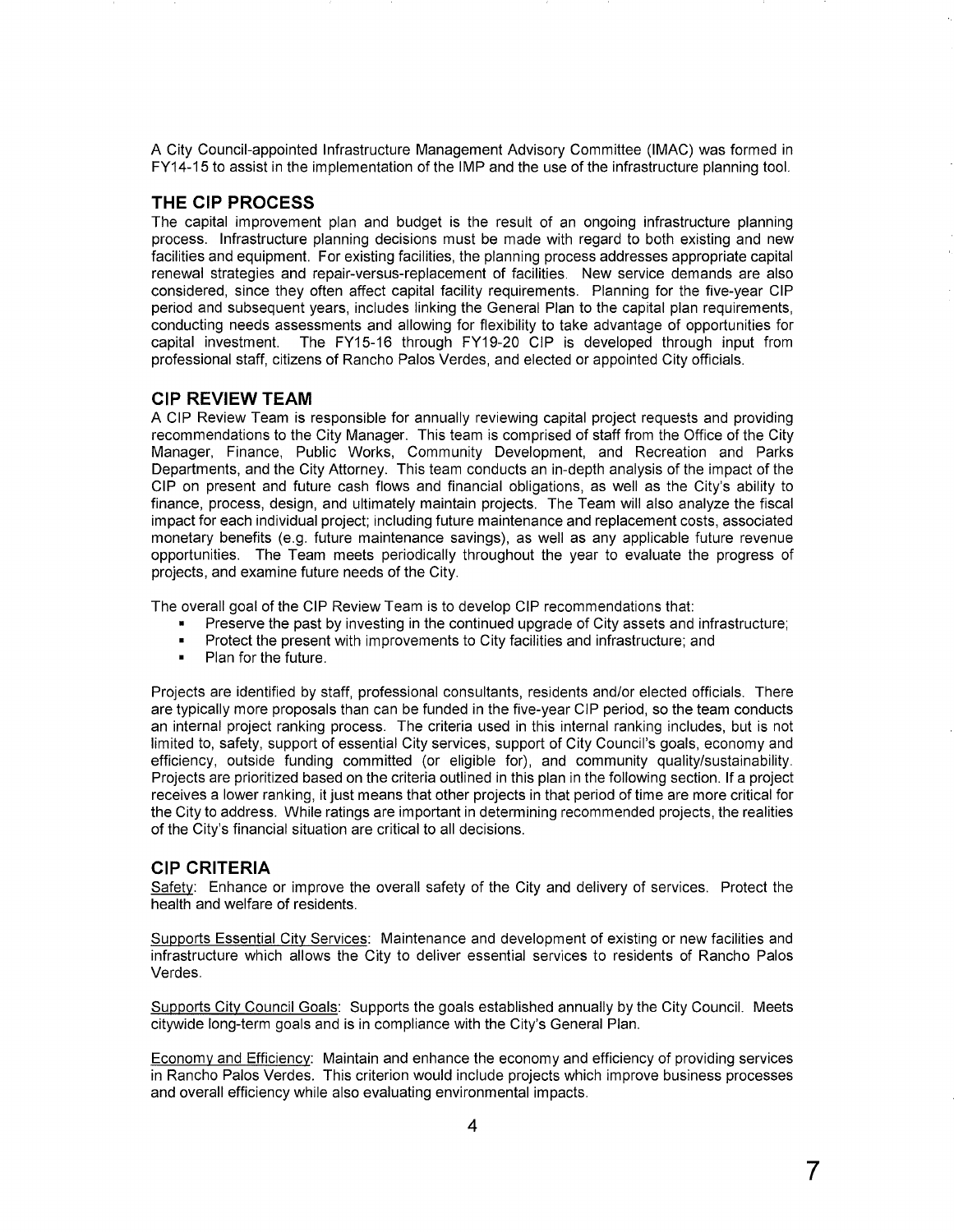A City Council-appointed Infrastructure Management Advisory Committee (IMAC) was formed in FY14-15 to assist in the implementation of the IMP and the use of the infrastructure planning tool.

## THE CIP PROCESS

The capital improvement plan and budget is the result of an ongoing infrastructure planning process. Infrastructure planning decisions must be made with regard to both existing and new facilities and equipment. For existing facilities, the planning process addresses appropriate capital renewal strategies and repair-versus-replacement of facilities. New service demands are also considered, since they often affect capital facility requirements. Planning for the five-year CIP period and subsequent years, includes linking the General Plan to the capital plan requirements, conducting needs assessments and allowing for flexibility to take advantage of opportunities for capital investment. The FY15-16 through FY19-20 CIP is developed through input from professional staff, citizens of Rancho Palos Verdes, and elected or appointed City officials.

## CIP REVIEW TEAM

A CIP Review Team is responsible for annually reviewing capital project requests and providing recommendations to the City Manager. This team is comprised of staff from the Office of the City Manager, Finance, Public Works, Community Development, and Recreation and Parks Departments, and the City Attorney. This team conducts an in-depth analysis of the impact of the CIP on present and future cash flows and financial obligations, as well as the City's ability to finance, process, design, and ultimately maintain projects. The Team will also analyze the fiscal impact for each individual project; including future maintenance and replacement costs, associated monetary benefits (e.g. future maintenance savings), as well as any applicable future revenue opportunities. The Team meets periodically throughout the year to evaluate the progress of projects, and examine future needs of the City.

The overall goal of the CIP Review Team is to develop CIP recommendations that:

- Preserve the past by investing in the continued upgrade of City assets and infrastructure;
- Protect the present with improvements to City facilities and infrastructure; and
- Plan for the future.

Projects are identified by staff, professional consultants, residents and/or elected officials. There are typically more proposals than can be funded in the five-year CIP period, so the team conducts an internal project ranking process. The criteria used in this internal ranking includes, but is not limited to, safety, support of essential City services, support of City Council's goals, economy and efficiency, outside funding committed (or eligible for), and community quality/sustainability. Projects are prioritized based on the criteria outlined in this plan in the following section. If a project receives a lower ranking, it just means that other projects in that period of time are more critical for the City to address. While ratings are important in determining recommended projects, the realities of the City's financial situation are critical to all decisions.

## CIP CRITERIA

Safety: Enhance or improve the overall safety of the City and delivery of services. Protect the health and welfare of residents.

Supports Essential City Services: Maintenance and development of existing or new facilities and infrastructure which allows the City to deliver essential services to residents of Rancho Palos Verdes.

Supports City Council Goals: Supports the goals established annually by the City Council. Meets citywide long-term goals and is in compliance with the City's General Plan.

Economy and Efficiency: Maintain and enhance the economy and efficiency of providing services in Rancho Palos Verdes. This criterion would include projects which improve business processes and overall efficiency while also evaluating environmental impacts.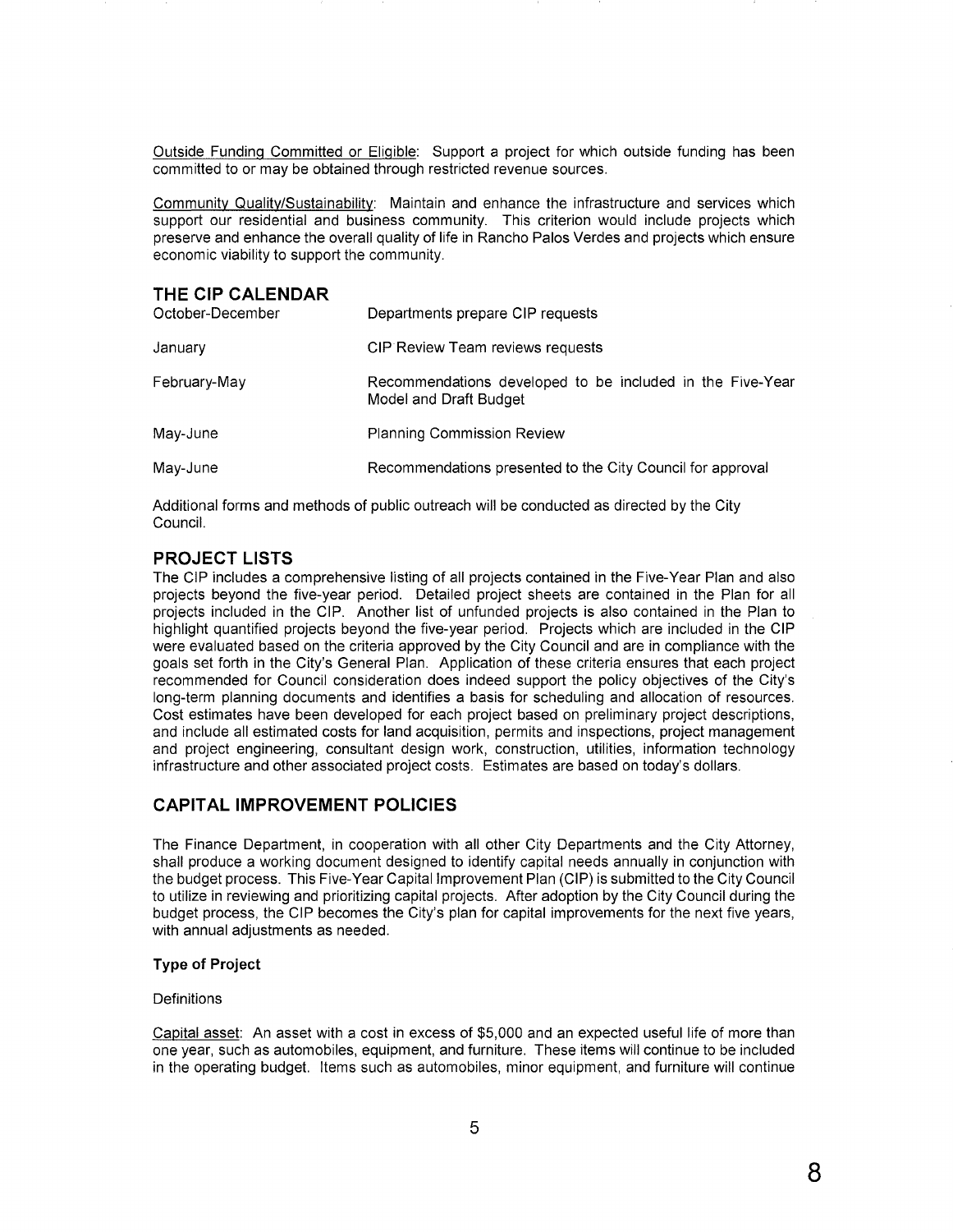Outside Funding Committed or Eligible: Support a project for which outside funding has been committed to or may be obtained through restricted revenue sources.

Community Quality/Sustainability: Maintain and enhance the infrastructure and services which support our residential and business community. This criterion would include projects which preserve and enhance the overall quality of life in Rancho Palos Verdes and projects which ensure economic viability to support the community.

## THE CIP CALENDAR

| | |
|---|---|
| October-December | Departments prepare CIP requests |
| January | CIP Review Team reviews requests |
| February-May | Recommendations developed to be included in the Five-Year Model and Draft Budget |
| May-June | Planning Commission Review |
| May-June | Recommendations presented to the City Council for approval |

Additional forms and methods of public outreach will be conducted as directed by the City Council.

## PROJECT LISTS

The CIP includes a comprehensive listing of all projects contained in the Five-Year Plan and also projects beyond the five-year period. Detailed project sheets are contained in the Plan for all projects included in the CIP. Another list of unfunded projects is also contained in the Plan to highlight quantified projects beyond the five-year period. Projects which are included in the CIP were evaluated based on the criteria approved by the City Council and are in compliance with the goals set forth in the City's General Plan. Application of these criteria ensures that each project recommended for Council consideration does indeed support the policy objectives of the City's long-term planning documents and identifies a basis for scheduling and allocation of resources. Cost estimates have been developed for each project based on preliminary project descriptions, and include all estimated costs for land acquisition, permits and inspections, project management and project engineering, consultant design work, construction, utilities, information technology infrastructure and other associated project costs. Estimates are based on today's dollars.

## CAPITAL IMPROVEMENT POLICIES

The Finance Department, in cooperation with all other City Departments and the City Attorney, shall produce a working document designed to identify capital needs annually in conjunction with the budget process. This Five-Year Capital Improvement Plan (CIP) is submitted to the City Council to utilize in reviewing and prioritizing capital projects. After adoption by the City Council during the budget process, the CIP becomes the City's plan for capital improvements for the next five years, with annual adjustments as needed.

### Type of Project

Definitions

Capital asset: An asset with a cost in excess of $5,000 and an expected useful life of more than one year, such as automobiles, equipment, and furniture. These items will continue to be included in the operating budget. Items such as automobiles, minor equipment, and furniture will continue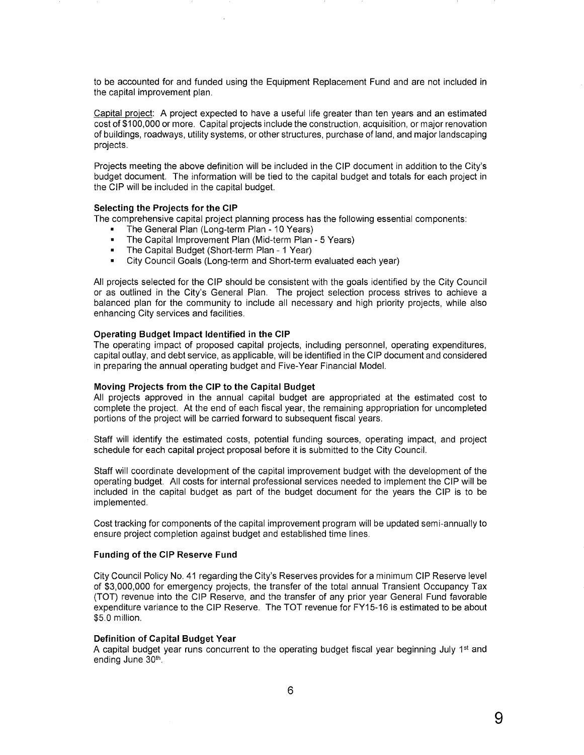to be accounted for and funded using the Equipment Replacement Fund and are not included in the capital improvement plan.

Capital project: A project expected to have a useful life greater than ten years and an estimated cost of $100,000 or more. Capital projects include the construction, acquisition, or major renovation of buildings, roadways, utility systems, or other structures, purchase of land, and major landscaping projects.

Projects meeting the above definition will be included in the CIP document in addition to the City's budget document. The information will be tied to the capital budget and totals for each project in the CIP will be included in the capital budget.

**Selecting the Projects for the CIP**

The comprehensive capital project planning process has the following essential components:

- The General Plan (Long-term Plan - 10 Years)
- The Capital Improvement Plan (Mid-term Plan - 5 Years)
- The Capital Budget (Short-term Plan - 1 Year)
- City Council Goals (Long-term and Short-term evaluated each year)

All projects selected for the CIP should be consistent with the goals identified by the City Council or as outlined in the City's General Plan. The project selection process strives to achieve a balanced plan for the community to include all necessary and high priority projects, while also enhancing City services and facilities.

**Operating Budget Impact Identified in the CIP**

The operating impact of proposed capital projects, including personnel, operating expenditures, capital outlay, and debt service, as applicable, will be identified in the CIP document and considered in preparing the annual operating budget and Five-Year Financial Model.

**Moving Projects from the CIP to the Capital Budget**

All projects approved in the annual capital budget are appropriated at the estimated cost to complete the project. At the end of each fiscal year, the remaining appropriation for uncompleted portions of the project will be carried forward to subsequent fiscal years.

Staff will identify the estimated costs, potential funding sources, operating impact, and project schedule for each capital project proposal before it is submitted to the City Council.

Staff will coordinate development of the capital improvement budget with the development of the operating budget. All costs for internal professional services needed to implement the CIP will be included in the capital budget as part of the budget document for the years the CIP is to be implemented.

Cost tracking for components of the capital improvement program will be updated semi-annually to ensure project completion against budget and established time lines.

**Funding of the CIP Reserve Fund**

City Council Policy No. 41 regarding the City's Reserves provides for a minimum CIP Reserve level of $3,000,000 for emergency projects, the transfer of the total annual Transient Occupancy Tax (TOT) revenue into the CIP Reserve, and the transfer of any prior year General Fund favorable expenditure variance to the CIP Reserve. The TOT revenue for FY15-16 is estimated to be about $5.0 million.

**Definition of Capital Budget Year**

A capital budget year runs concurrent to the operating budget fiscal year beginning July 1st and ending June 30th.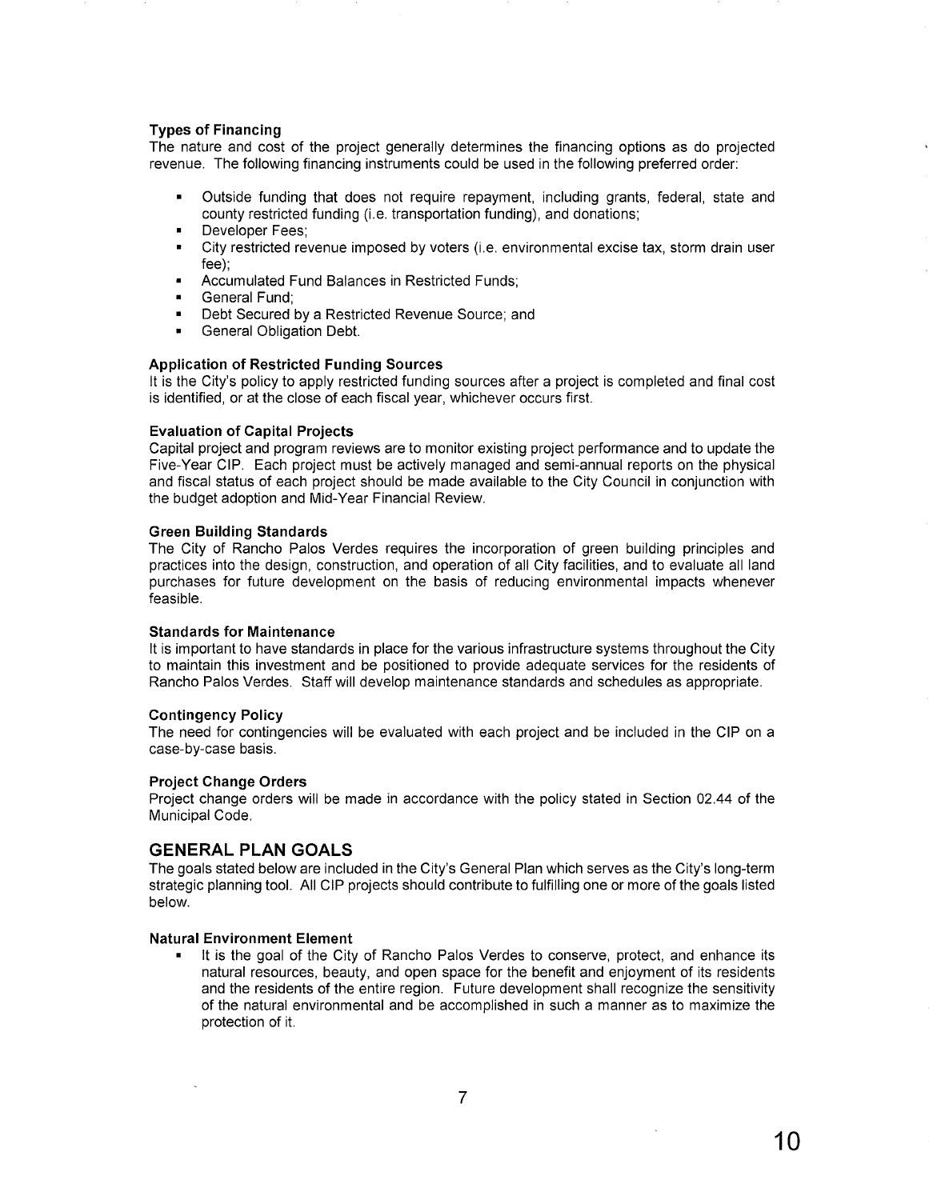### Types of Financing

The nature and cost of the project generally determines the financing options as do projected revenue. The following financing instruments could be used in the following preferred order:

- Outside funding that does not require repayment, including grants, federal, state and county restricted funding (i.e. transportation funding), and donations;
- Developer Fees;
- City restricted revenue imposed by voters (i.e. environmental excise tax, storm drain user fee);
- Accumulated Fund Balances in Restricted Funds;
- General Fund;
- Debt Secured by a Restricted Revenue Source; and
- General Obligation Debt.

### Application of Restricted Funding Sources

It is the City's policy to apply restricted funding sources after a project is completed and final cost is identified, or at the close of each fiscal year, whichever occurs first.

### Evaluation of Capital Projects

Capital project and program reviews are to monitor existing project performance and to update the Five-Year CIP. Each project must be actively managed and semi-annual reports on the physical and fiscal status of each project should be made available to the City Council in conjunction with the budget adoption and Mid-Year Financial Review.

### Green Building Standards

The City of Rancho Palos Verdes requires the incorporation of green building principles and practices into the design, construction, and operation of all City facilities, and to evaluate all land purchases for future development on the basis of reducing environmental impacts whenever feasible.

### Standards for Maintenance

It is important to have standards in place for the various infrastructure systems throughout the City to maintain this investment and be positioned to provide adequate services for the residents of Rancho Palos Verdes. Staff will develop maintenance standards and schedules as appropriate.

### Contingency Policy

The need for contingencies will be evaluated with each project and be included in the CIP on a case-by-case basis.

### Project Change Orders

Project change orders will be made in accordance with the policy stated in Section 02.44 of the Municipal Code.

## GENERAL PLAN GOALS

The goals stated below are included in the City's General Plan which serves as the City's long-term strategic planning tool. All CIP projects should contribute to fulfilling one or more of the goals listed below.

### Natural Environment Element

- It is the goal of the City of Rancho Palos Verdes to conserve, protect, and enhance its natural resources, beauty, and open space for the benefit and enjoyment of its residents and the residents of the entire region. Future development shall recognize the sensitivity of the natural environmental and be accomplished in such a manner as to maximize the protection of it.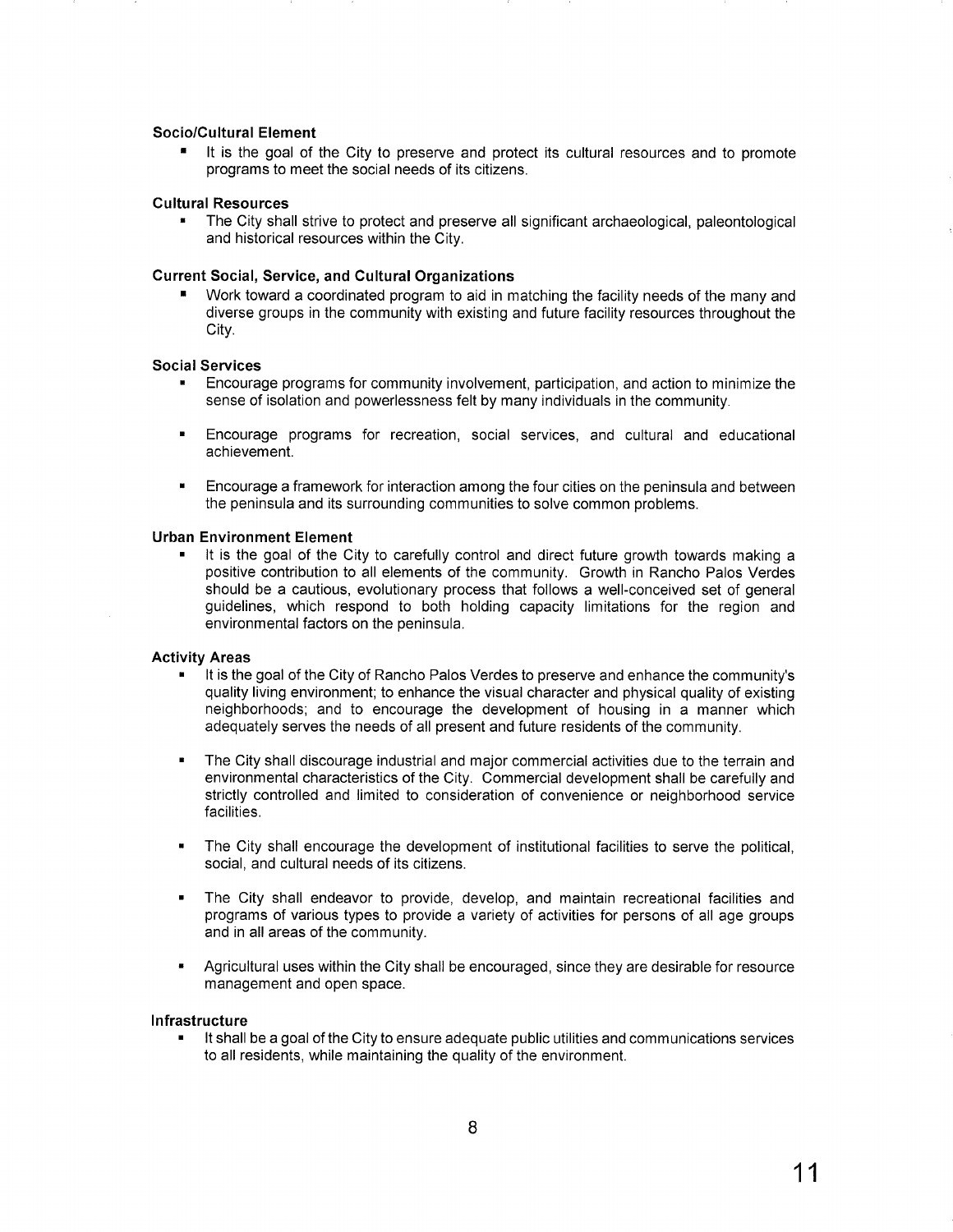**Socio/Cultural Element**

- It is the goal of the City to preserve and protect its cultural resources and to promote programs to meet the social needs of its citizens.

**Cultural Resources**

- The City shall strive to protect and preserve all significant archaeological, paleontological and historical resources within the City.

**Current Social, Service, and Cultural Organizations**

- Work toward a coordinated program to aid in matching the facility needs of the many and diverse groups in the community with existing and future facility resources throughout the City.

**Social Services**

- Encourage programs for community involvement, participation, and action to minimize the sense of isolation and powerlessness felt by many individuals in the community.

- Encourage programs for recreation, social services, and cultural and educational achievement.

- Encourage a framework for interaction among the four cities on the peninsula and between the peninsula and its surrounding communities to solve common problems.

**Urban Environment Element**

- It is the goal of the City to carefully control and direct future growth towards making a positive contribution to all elements of the community. Growth in Rancho Palos Verdes should be a cautious, evolutionary process that follows a well-conceived set of general guidelines, which respond to both holding capacity limitations for the region and environmental factors on the peninsula.

**Activity Areas**

- It is the goal of the City of Rancho Palos Verdes to preserve and enhance the community's quality living environment; to enhance the visual character and physical quality of existing neighborhoods; and to encourage the development of housing in a manner which adequately serves the needs of all present and future residents of the community.

- The City shall discourage industrial and major commercial activities due to the terrain and environmental characteristics of the City. Commercial development shall be carefully and strictly controlled and limited to consideration of convenience or neighborhood service facilities.

- The City shall encourage the development of institutional facilities to serve the political, social, and cultural needs of its citizens.

- The City shall endeavor to provide, develop, and maintain recreational facilities and programs of various types to provide a variety of activities for persons of all age groups and in all areas of the community.

- Agricultural uses within the City shall be encouraged, since they are desirable for resource management and open space.

**Infrastructure**

- It shall be a goal of the City to ensure adequate public utilities and communications services to all residents, while maintaining the quality of the environment.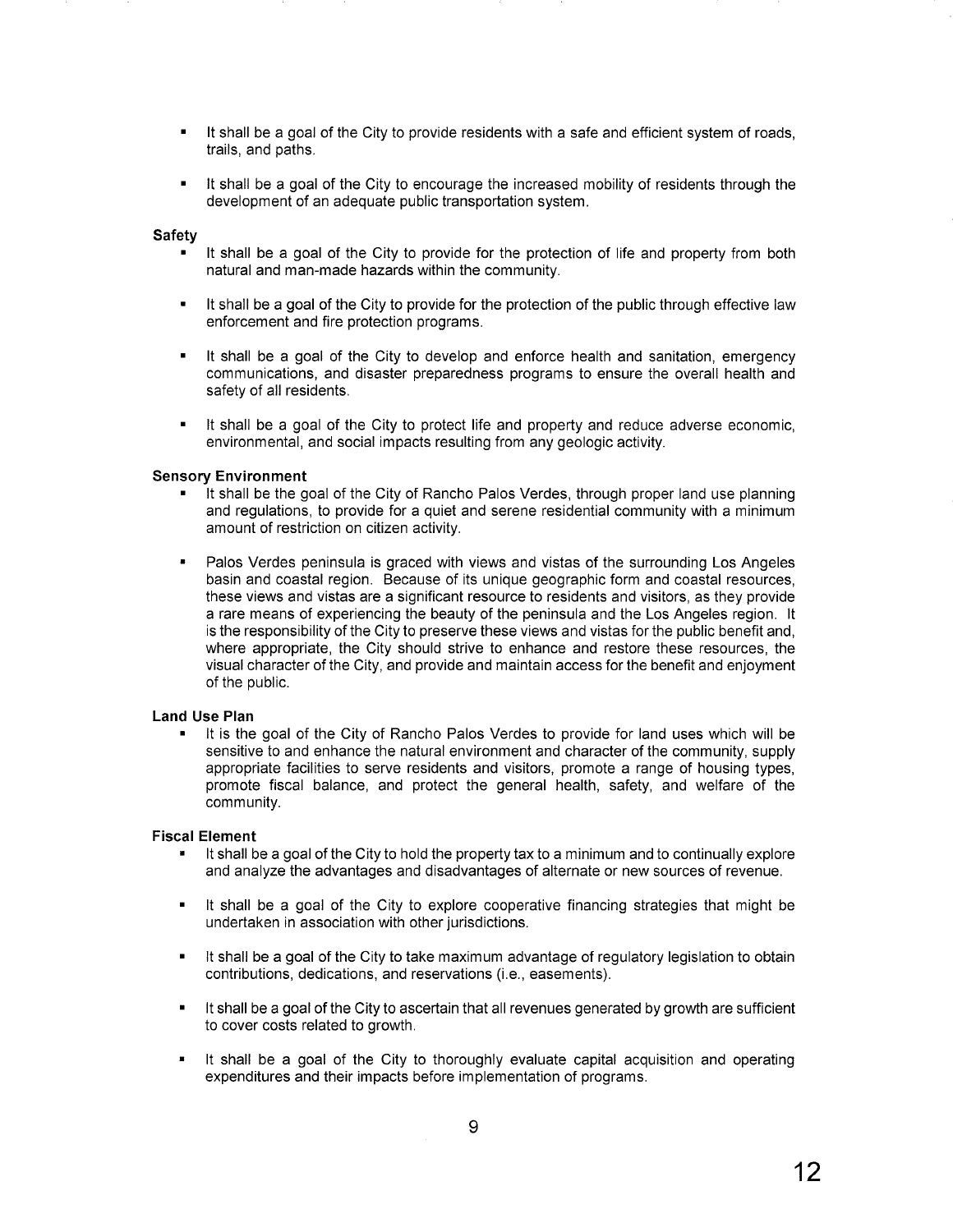- It shall be a goal of the City to provide residents with a safe and efficient system of roads, trails, and paths.

- It shall be a goal of the City to encourage the increased mobility of residents through the development of an adequate public transportation system.

**Safety**

- It shall be a goal of the City to provide for the protection of life and property from both natural and man-made hazards within the community.

- It shall be a goal of the City to provide for the protection of the public through effective law enforcement and fire protection programs.

- It shall be a goal of the City to develop and enforce health and sanitation, emergency communications, and disaster preparedness programs to ensure the overall health and safety of all residents.

- It shall be a goal of the City to protect life and property and reduce adverse economic, environmental, and social impacts resulting from any geologic activity.

**Sensory Environment**

- It shall be the goal of the City of Rancho Palos Verdes, through proper land use planning and regulations, to provide for a quiet and serene residential community with a minimum amount of restriction on citizen activity.

- Palos Verdes peninsula is graced with views and vistas of the surrounding Los Angeles basin and coastal region. Because of its unique geographic form and coastal resources, these views and vistas are a significant resource to residents and visitors, as they provide a rare means of experiencing the beauty of the peninsula and the Los Angeles region. It is the responsibility of the City to preserve these views and vistas for the public benefit and, where appropriate, the City should strive to enhance and restore these resources, the visual character of the City, and provide and maintain access for the benefit and enjoyment of the public.

**Land Use Plan**

- It is the goal of the City of Rancho Palos Verdes to provide for land uses which will be sensitive to and enhance the natural environment and character of the community, supply appropriate facilities to serve residents and visitors, promote a range of housing types, promote fiscal balance, and protect the general health, safety, and welfare of the community.

**Fiscal Element**

- It shall be a goal of the City to hold the property tax to a minimum and to continually explore and analyze the advantages and disadvantages of alternate or new sources of revenue.

- It shall be a goal of the City to explore cooperative financing strategies that might be undertaken in association with other jurisdictions.

- It shall be a goal of the City to take maximum advantage of regulatory legislation to obtain contributions, dedications, and reservations (i.e., easements).

- It shall be a goal of the City to ascertain that all revenues generated by growth are sufficient to cover costs related to growth.

- It shall be a goal of the City to thoroughly evaluate capital acquisition and operating expenditures and their impacts before implementation of programs.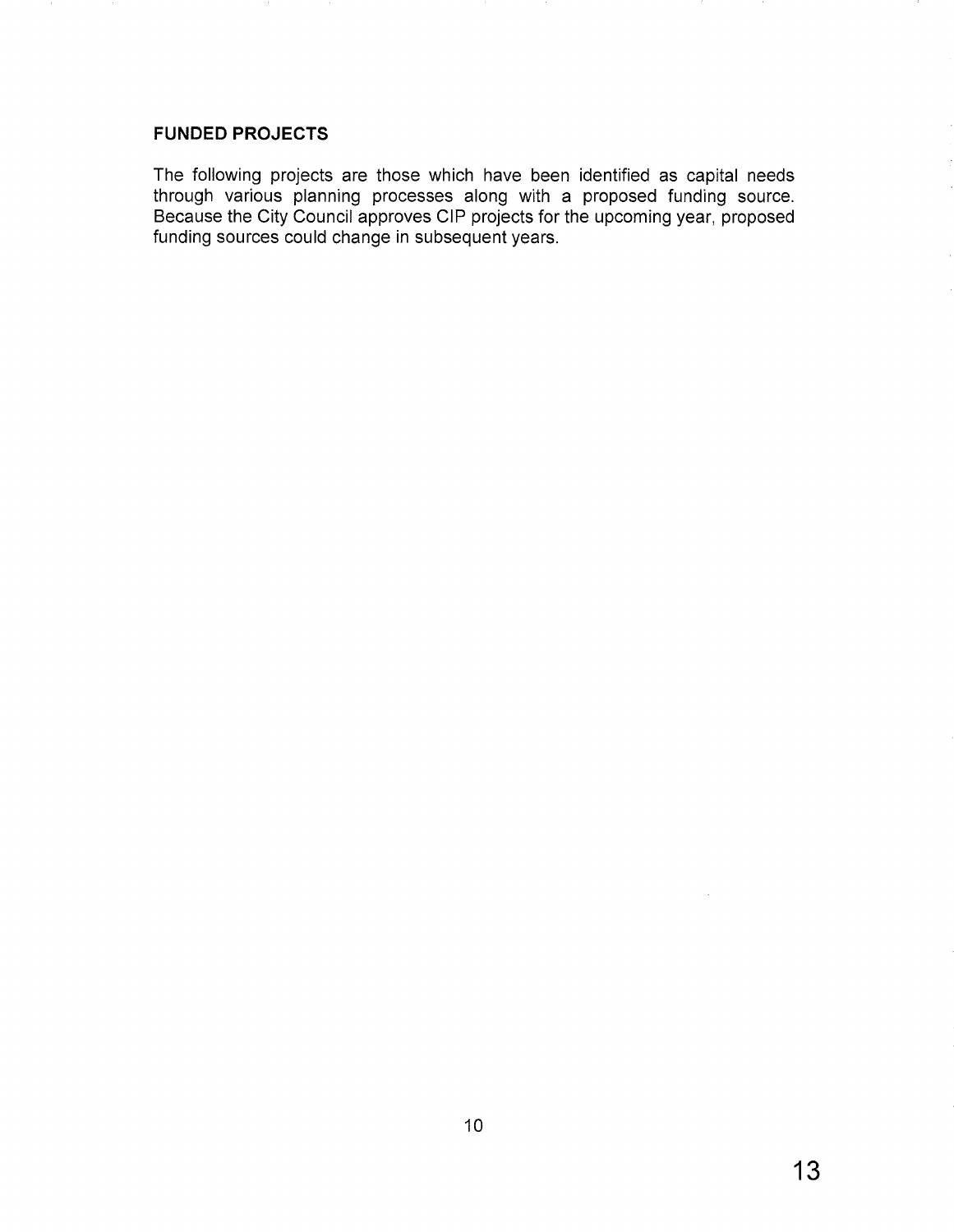## FUNDED PROJECTS

The following projects are those which have been identified as capital needs through various planning processes along with a proposed funding source. Because the City Council approves CIP projects for the upcoming year, proposed funding sources could change in subsequent years.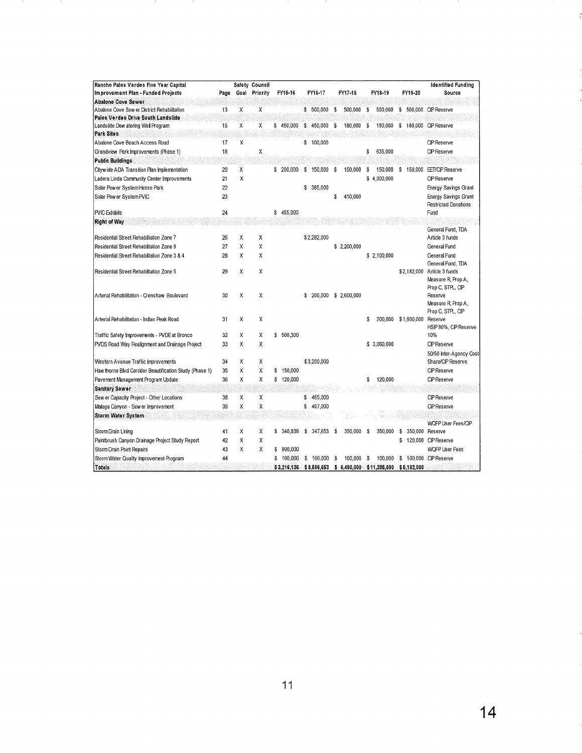| Rancho Palos Verdes Five Year Capital Improvement Plan - Funded Projects | Page | Safety Goal | Council Priority | FY15-16 | FY16-17 | FY17-18 | FY18-19 | FY19-20 | Identified Funding Source |
|---|---|---|---|---|---|---|---|---|---|
| **Abalone Cove Sewer** | | | | | | | | | |
| Abalone Cove Sewer District Rehabilitation | 13 | X | X | | $ 500,000 | $ 500,000 | $ 500,000 | $ 500,000 | CIP Reserve |
| **Palos Verdes Drive South Landslide** | | | | | | | | | |
| Landslide Dewatering Well Program | 15 | X | X | $ 450,000 | $ 450,000 | $ 180,000 | $ 180,000 | $ 180,000 | CIP Reserve |
| **Park Sites** | | | | | | | | | |
| Abalone Cove Beach Access Road | 17 | X | | | $ 100,000 | | | | CIP Reserve |
| Grandview Park Improvements (Phase 1) | 18 | | X | | | | $ 635,000 | | CIP Reserve |
| **Public Buildings** | | | | | | | | | |
| Citywide ADA Transition Plan Implementation | 20 | X | | $ 200,000 | $ 150,000 | $ 150,000 | $ 150,000 | $ 150,000 | EET/CIP Reserve |
| Ladera Linda Community Center Improvements | 21 | X | | | | | $ 4,000,000 | | CIP Reserve |
| Solar Power System Hesse Park | 22 | | | | $ 385,000 | | | | Energy Savings Grant |
| Solar Power System PVIC | 23 | | | | | $ 410,000 | | | Energy Savings Grant |
| PVIC Exhibits | 24 | | | $ 455,000 | | | | | Restricted Donations Fund |
| **Right of Way** | | | | | | | | | |
| Residential Street Rehabilitation Zone 7 | 26 | X | X | | $2,282,000 | | | | General Fund, TDA Article 3 funds |
| Residential Street Rehabilitation Zone 8 | 27 | X | X | | | $ 2,200,000 | | | General Fund |
| Residential Street Rehabilitation Zone 3 & 4 | 28 | X | X | | | | $ 2,100,000 | | General Fund |
| Residential Street Rehabilitation Zone 5 | 29 | X | X | | | | | $2,182,000 | General Fund, TDA Article 3 funds |
| Arterial Rehabilitation - Crenshaw Boulevard | 30 | X | X | | $ 200,000 | $ 2,600,000 | | | Measure R, Prop A, Prop C, STPL, CIP Reserve |
| Arterial Rehabilitation - Indian Peak Road | 31 | X | X | | | | $ 200,000 | $1,600,000 | Measure R, Prop A, Prop C, STPL, CIP Reserve |
| Traffic Safety Improvements - PVDE at Bronco | 32 | X | X | $ 500,300 | | | | | HSIP 90%, CIP Reserve 10% |
| PVDS Road Way Realignment and Drainage Project | 33 | X | X | | | | $ 3,060,000 | | CIP Reserve |
| Western Avenue Traffic Improvements | 34 | X | X | | $3,200,000 | | | | 50/50 Inter-Agency Cost-Share/CIP Reserve |
| Hawthorne Blvd Corridor Beautification Study (Phase 1) | 35 | X | X | $ 150,000 | | | | | CIP Reserve |
| Pavement Management Program Update | 36 | X | X | $ 120,000 | | | $ 120,000 | | CIP Reserve |
| **Sanitary Sewer** | | | | | | | | | |
| Sewer Capacity Project - Other Locations | 38 | X | X | | $ 465,000 | | | | CIP Reserve |
| Malaga Canyon - Sewer Improvement | 39 | X | X | | $ 407,000 | | | | CIP Reserve |
| **Storm Water System** | | | | | | | | | |
| Storm Drain Lining | 41 | X | X | $ 340,836 | $ 347,653 | $ 350,000 | $ 350,000 | $ 350,000 | WQFP User Fees/CIP Reserve |
| Paintbrush Canyon Drainage Project Study Report | 42 | X | X | | | | | $ 120,000 | CIP Reserve |
| Storm Drain Point Repairs | 43 | X | X | $ 900,000 | | | | | WQFP User Fees |
| Storm Water Quality Improvement Program | 44 | | | $ 100,000 | $ 100,000 | $ 100,000 | $ 100,000 | $ 100,000 | CIP Reserve |
| **Totals** | | | | $3,216,136 | $8,586,653 | $ 6,490,000 | $11,395,000 | $5,182,000 | |

11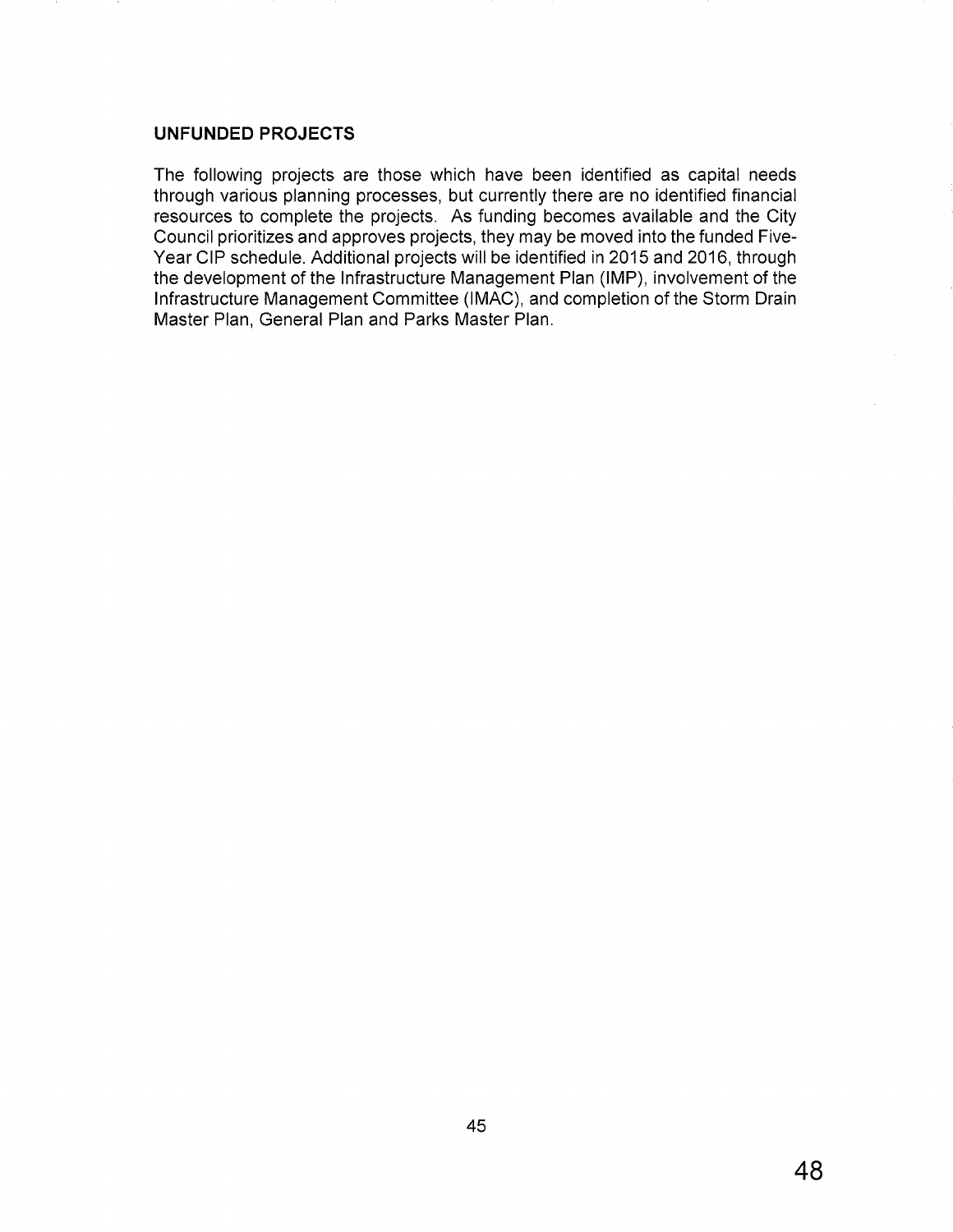## UNFUNDED PROJECTS

The following projects are those which have been identified as capital needs through various planning processes, but currently there are no identified financial resources to complete the projects. As funding becomes available and the City Council prioritizes and approves projects, they may be moved into the funded Five-Year CIP schedule. Additional projects will be identified in 2015 and 2016, through the development of the Infrastructure Management Plan (IMP), involvement of the Infrastructure Management Committee (IMAC), and completion of the Storm Drain Master Plan, General Plan and Parks Master Plan.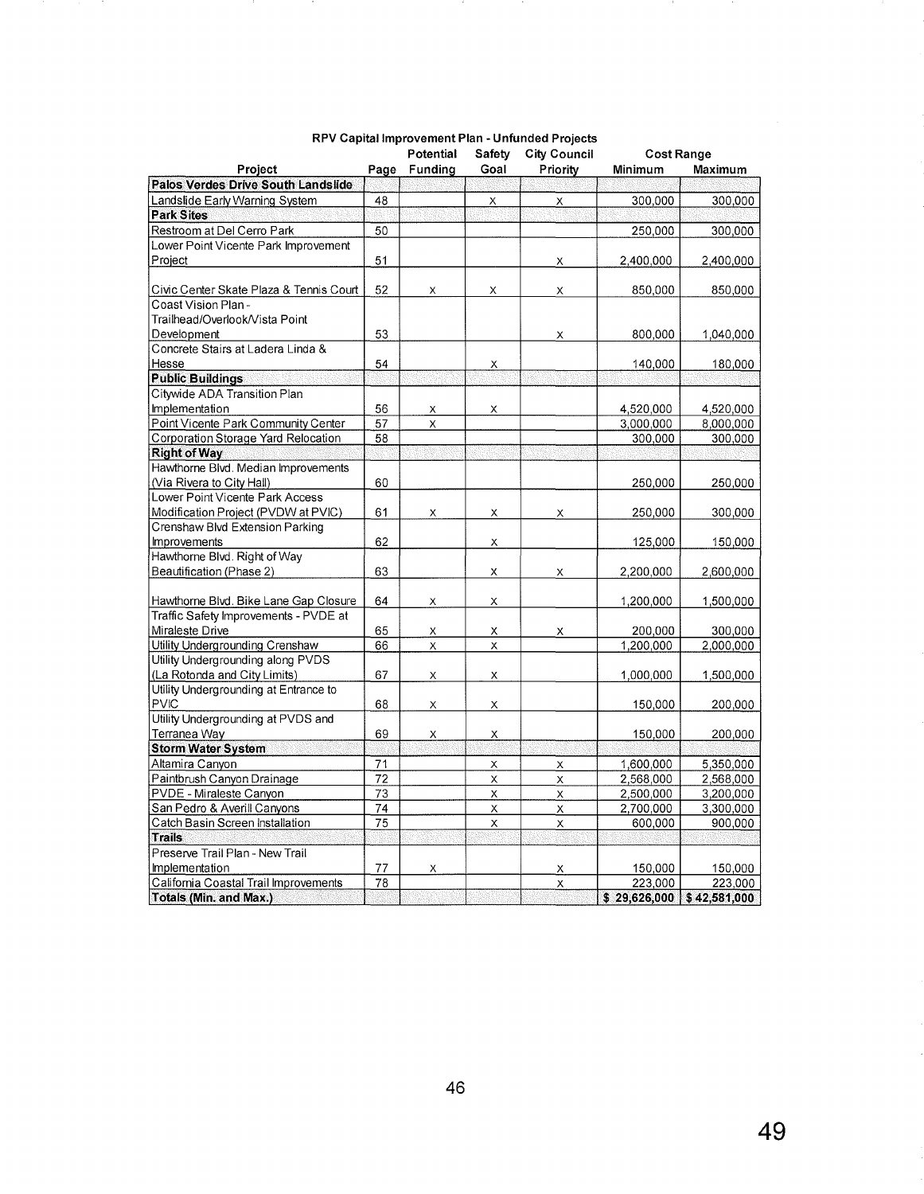# RPV Capital Improvement Plan - Unfunded Projects

| Project | Page | Potential Funding | Safety Goal | City Council Priority | Cost Range Minimum | Cost Range Maximum |
|---|---|---|---|---|---|---|
| **Palos Verdes Drive South Landslide** | | | | | | |
| Landslide Early Warning System | 48 | | x | x | 300,000 | 300,000 |
| **Park Sites** | | | | | | |
| Restroom at Del Cerro Park | 50 | | | | 250,000 | 300,000 |
| Lower Point Vicente Park Improvement Project | 51 | | | x | 2,400,000 | 2,400,000 |
| Civic Center Skate Plaza & Tennis Court | 52 | x | x | x | 850,000 | 850,000 |
| Coast Vision Plan - Trailhead/Overlook/Vista Point Development | 53 | | | x | 800,000 | 1,040,000 |
| Concrete Stairs at Ladera Linda & Hesse | 54 | | x | | 140,000 | 180,000 |
| **Public Buildings** | | | | | | |
| Citywide ADA Transition Plan Implementation | 56 | x | x | | 4,520,000 | 4,520,000 |
| Point Vicente Park Community Center | 57 | x | | | 3,000,000 | 8,000,000 |
| Corporation Storage Yard Relocation | 58 | | | | 300,000 | 300,000 |
| **Right of Way** | | | | | | |
| Hawthorne Blvd. Median Improvements (Via Rivera to City Hall) | 60 | | | | 250,000 | 250,000 |
| Lower Point Vicente Park Access Modification Project (PVDW at PVIC) | 61 | x | x | x | 250,000 | 300,000 |
| Crenshaw Blvd Extension Parking Improvements | 62 | | x | | 125,000 | 150,000 |
| Hawthorne Blvd. Right of Way Beautification (Phase 2) | 63 | | x | x | 2,200,000 | 2,600,000 |
| Hawthorne Blvd. Bike Lane Gap Closure | 64 | x | x | | 1,200,000 | 1,500,000 |
| Traffic Safety Improvements - PVDE at Miraleste Drive | 65 | x | x | x | 200,000 | 300,000 |
| Utility Undergrounding Crenshaw | 66 | x | x | | 1,200,000 | 2,000,000 |
| Utility Undergrounding along PVDS (La Rotonda and City Limits) | 67 | x | x | | 1,000,000 | 1,500,000 |
| Utility Undergrounding at Entrance to PVIC | 68 | x | x | | 150,000 | 200,000 |
| Utility Undergrounding at PVDS and Terranea Way | 69 | x | x | | 150,000 | 200,000 |
| **Storm Water System** | | | | | | |
| Altamira Canyon | 71 | | x | x | 1,600,000 | 5,350,000 |
| Paintbrush Canyon Drainage | 72 | | x | x | 2,568,000 | 2,568,000 |
| PVDE - Miraleste Canyon | 73 | | x | x | 2,500,000 | 3,200,000 |
| San Pedro & Averill Canyons | 74 | | x | x | 2,700,000 | 3,300,000 |
| Catch Basin Screen Installation | 75 | | x | x | 600,000 | 900,000 |
| **Trails** | | | | | | |
| Preserve Trail Plan - New Trail Implementation | 77 | x | | x | 150,000 | 150,000 |
| California Coastal Trail Improvements | 78 | | | x | 223,000 | 223,000 |
| **Totals (Min. and Max.)** | | | | | **$ 29,626,000** | **$ 42,581,000** |